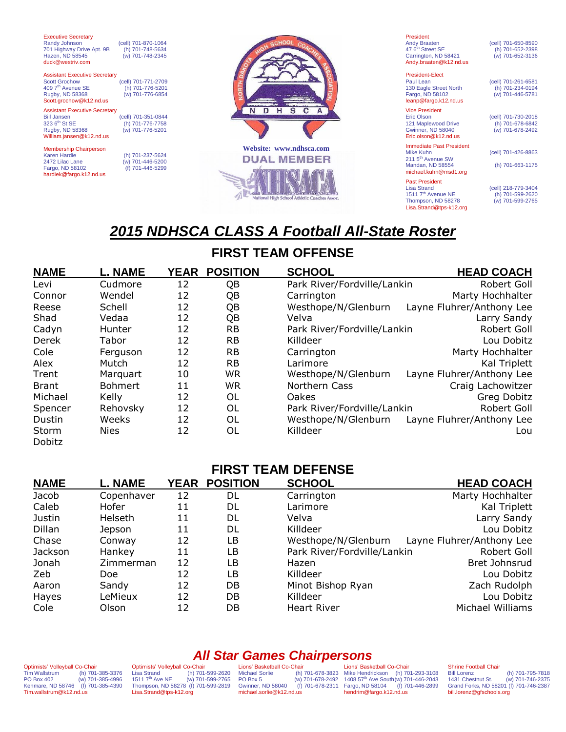Executive Secretary
Randy Johnson (cell) 701-870-1064
701 Highway Drive Apt. 9B (h) 701-748-5634
Hazen, ND 58545 (w) 701-748-2345
duck@westriv.com

Assistant Executive Secretary
Scott Grochow (cell) 701-771-2709
409 7th Avenue SE (h) 701-776-5201
Rugby, ND 58368 (w) 701-776-6854
Scott.grochow@k12.nd.us

Assistant Executive Secretary
Bill Jansen (cell) 701-351-0844
323 6th St SE (h) 701-776-7758
Rugby, ND 58368 (w) 701-776-5201
William.jansen@k12.nd.us

Membership Chairperson
Karen Hardie (h) 701-237-5624
2472 Lilac Lane (w) 701-446-5200
Fargo, ND 58102 (f) 701-446-5299
hardiek@fargo.k12.nd.us

NORTH DAKOTA HIGH SCHOOL COACHES ASSOCIATION
N D H S C A

Website: www.ndhsca.com

DUAL MEMBER

NHSACA
National High School Athletic Coaches Assoc.

President
Andy Braaten (cell) 701-650-8590
47 6th Street SE (h) 701-652-2398
Carrington, ND 58421 (w) 701-652-3136
Andy.braaten@k12.nd.us

President-Elect
Paul Lean (cell) 701-261-6581
130 Eagle Street North (h) 701-234-0194
Fargo, ND 58102 (w) 701-446-5781
leanp@fargo.k12.nd.us

Vice President
Eric Olson (cell) 701-730-2018
121 Maplewood Drive (h) 701-678-6842
Gwinner, ND 58040 (w) 701-678-2492
Eric.olson@k12.nd.us

Immediate Past President
Mike Kuhn (cell) 701-426-8863
211 5th Avenue SW
Mandan, ND 58554 (h) 701-663-1175
michael.kuhn@msd1.org

Past President
Lisa Strand (cell) 218-779-3404
1511 7th Avenue NE (h) 701-599-2620
Thompson, ND 58278 (w) 701-599-2765
Lisa.Strand@tps-k12.org

# *2015 NDHSCA CLASS A Football All-State Roster*

## FIRST TEAM OFFENSE

| NAME | L. NAME | YEAR | POSITION | SCHOOL | HEAD COACH |
|---|---|---|---|---|---|
| Levi | Cudmore | 12 | QB | Park River/Fordville/Lankin | Robert Goll |
| Connor | Wendel | 12 | QB | Carrington | Marty Hochhalter |
| Reese | Schell | 12 | QB | Westhope/N/Glenburn | Layne Fluhrer/Anthony Lee |
| Shad | Vedaa | 12 | QB | Velva | Larry Sandy |
| Cadyn | Hunter | 12 | RB | Park River/Fordville/Lankin | Robert Goll |
| Derek | Tabor | 12 | RB | Killdeer | Lou Dobitz |
| Cole | Ferguson | 12 | RB | Carrington | Marty Hochhalter |
| Alex | Mutch | 12 | RB | Larimore | Kal Triplett |
| Trent | Marquart | 10 | WR | Westhope/N/Glenburn | Layne Fluhrer/Anthony Lee |
| Brant | Bohmert | 11 | WR | Northern Cass | Craig Lachowitzer |
| Michael | Kelly | 12 | OL | Oakes | Greg Dobitz |
| Spencer | Rehovsky | 12 | OL | Park River/Fordville/Lankin | Robert Goll |
| Dustin | Weeks | 12 | OL | Westhope/N/Glenburn | Layne Fluhrer/Anthony Lee |
| Storm | Nies | 12 | OL | Killdeer | Lou Dobitz |

## FIRST TEAM DEFENSE

| NAME | L. NAME | YEAR | POSITION | SCHOOL | HEAD COACH |
|---|---|---|---|---|---|
| Jacob | Copenhaver | 12 | DL | Carrington | Marty Hochhalter |
| Caleb | Hofer | 11 | DL | Larimore | Kal Triplett |
| Justin | Helseth | 11 | DL | Velva | Larry Sandy |
| Dillan | Jepson | 11 | DL | Killdeer | Lou Dobitz |
| Chase | Conway | 12 | LB | Westhope/N/Glenburn | Layne Fluhrer/Anthony Lee |
| Jackson | Hankey | 11 | LB | Park River/Fordville/Lankin | Robert Goll |
| Jonah | Zimmerman | 12 | LB | Hazen | Bret Johnsrud |
| Zeb | Doe | 12 | LB | Killdeer | Lou Dobitz |
| Aaron | Sandy | 12 | DB | Minot Bishop Ryan | Zach Rudolph |
| Hayes | LeMieux | 12 | DB | Killdeer | Lou Dobitz |
| Cole | Olson | 12 | DB | Heart River | Michael Williams |

## *All Star Games Chairpersons*

Optimists' Volleyball Co-Chair
Tim Wallstrum (h) 701-385-3376
PO Box 402 (w) 701-385-4996
Kenmare, ND 58746 (f) 701-385-4390
Tim.wallstrum@k12.nd.us

Optimists' Volleyball Co-Chair
Lisa Strand (h) 701-599-2620
1511 7th Ave NE (w) 701-599-2765
Thompson, ND 58278 (f) 701-599-2819
Lisa.Strand@tps-k12.org

Lions' Basketball Co-Chair
Michael Sorlie (h) 701-678-3823
PO Box 5 (w) 701-678-2492
Gwinner, ND 58040 (f) 701-678-2311
michael.sorlie@k12.nd.us

Lions' Basketball Co-Chair
Mike Hendrickson (h) 701-293-3108
1408 57th Ave South (w) 701-446-2043
Fargo, ND 58104 (f) 701-446-2899
hendrim@fargo.k12.nd.us

Shrine Football Chair
Bill Lorenz (h) 701-795-7818
1431 Chestnut St. (w) 701-746-2375
Grand Forks, ND 58201 (f) 701-746-2387
bill.lorenz@gfschools.org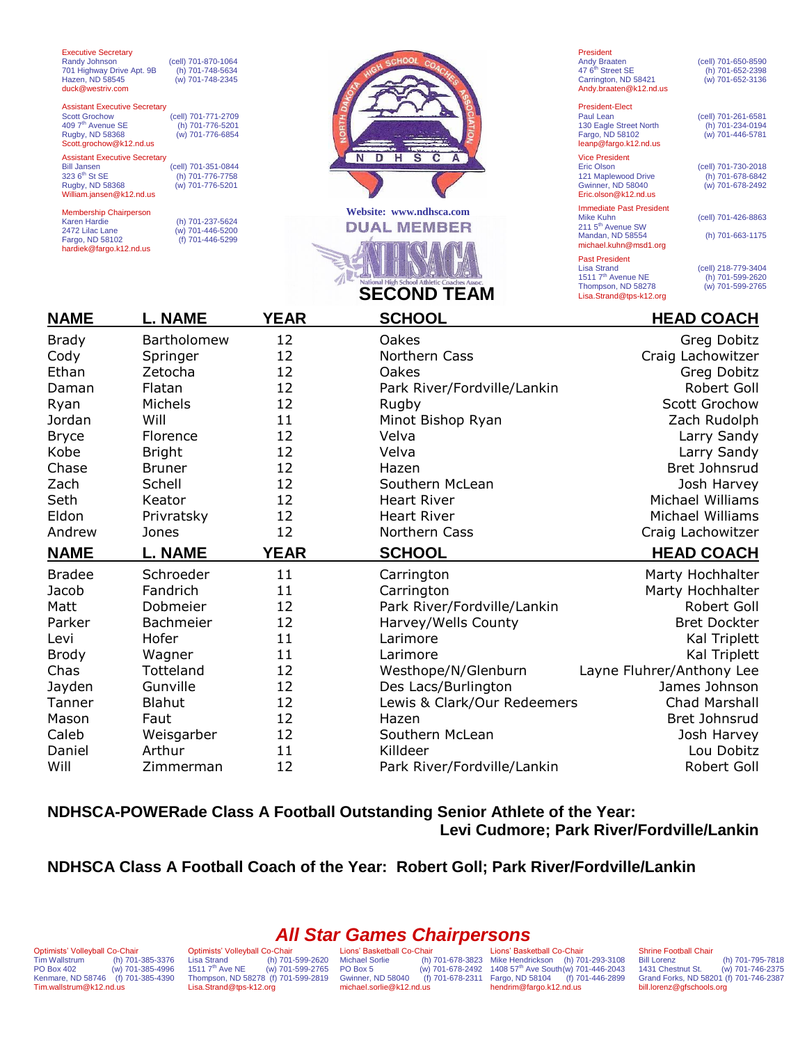Executive Secretary
Randy Johnson (cell) 701-870-1064
701 Highway Drive Apt. 9B (h) 701-748-5634
Hazen, ND 58545 (w) 701-748-2345
duck@westriv.com

Assistant Executive Secretary
Scott Grochow (cell) 701-771-2709
409 7th Avenue SE (h) 701-776-5201
Rugby, ND 58368 (w) 701-776-6854
Scott.grochow@k12.nd.us

Assistant Executive Secretary
Bill Jansen (cell) 701-351-0844
323 6th St SE (h) 701-776-7758
Rugby, ND 58368 (w) 701-776-5201
William.jansen@k12.nd.us

Membership Chairperson
Karen Hardie (h) 701-237-5624
2472 Lilac Lane (w) 701-446-5200
Fargo, ND 58102 (f) 701-446-5299
hardiek@fargo.k12.nd.us

Website: www.ndhsca.com

DUAL MEMBER

President
Andy Braaten (cell) 701-650-8590
47 6th Street SE (h) 701-652-2398
Carrington, ND 58421 (w) 701-652-3136
Andy.braaten@k12.nd.us

President-Elect
Paul Lean (cell) 701-261-6581
130 Eagle Street North (h) 701-234-0194
Fargo, ND 58102 (w) 701-446-5781
leanp@fargo.k12.nd.us

Vice President
Eric Olson (cell) 701-730-2018
121 Maplewood Drive (h) 701-678-6842
Gwinner, ND 58040 (w) 701-678-2492
Eric.olson@k12.nd.us

Immediate Past President
Mike Kuhn (cell) 701-426-8863
211 5th Avenue SW
Mandan, ND 58554 (h) 701-663-1175
michael.kuhn@msd1.org

Past President
Lisa Strand (cell) 218-779-3404
1511 7th Avenue NE (h) 701-599-2620
Thompson, ND 58278 (w) 701-599-2765
Lisa.Strand@tps-k12.org

## SECOND TEAM

| NAME | L. NAME | YEAR | SCHOOL | HEAD COACH |
|---|---|---|---|---|
| Brady | Bartholomew | 12 | Oakes | Greg Dobitz |
| Cody | Springer | 12 | Northern Cass | Craig Lachowitzer |
| Ethan | Zetocha | 12 | Oakes | Greg Dobitz |
| Daman | Flatan | 12 | Park River/Fordville/Lankin | Robert Goll |
| Ryan | Michels | 12 | Rugby | Scott Grochow |
| Jordan | Will | 11 | Minot Bishop Ryan | Zach Rudolph |
| Bryce | Florence | 12 | Velva | Larry Sandy |
| Kobe | Bright | 12 | Velva | Larry Sandy |
| Chase | Bruner | 12 | Hazen | Bret Johnsrud |
| Zach | Schell | 12 | Southern McLean | Josh Harvey |
| Seth | Keator | 12 | Heart River | Michael Williams |
| Eldon | Privratsky | 12 | Heart River | Michael Williams |
| Andrew | Jones | 12 | Northern Cass | Craig Lachowitzer |
| **NAME** | **L. NAME** | **YEAR** | **SCHOOL** | **HEAD COACH** |
| Bradee | Schroeder | 11 | Carrington | Marty Hochhalter |
| Jacob | Fandrich | 11 | Carrington | Marty Hochhalter |
| Matt | Dobmeier | 12 | Park River/Fordville/Lankin | Robert Goll |
| Parker | Bachmeier | 12 | Harvey/Wells County | Bret Dockter |
| Levi | Hofer | 11 | Larimore | Kal Triplett |
| Brody | Wagner | 11 | Larimore | Kal Triplett |
| Chas | Totteland | 12 | Westhope/N/Glenburn | Layne Fluhrer/Anthony Lee |
| Jayden | Gunville | 12 | Des Lacs/Burlington | James Johnson |
| Tanner | Blahut | 12 | Lewis & Clark/Our Redeemers | Chad Marshall |
| Mason | Faut | 12 | Hazen | Bret Johnsrud |
| Caleb | Weisgarber | 12 | Southern McLean | Josh Harvey |
| Daniel | Arthur | 11 | Killdeer | Lou Dobitz |
| Will | Zimmerman | 12 | Park River/Fordville/Lankin | Robert Goll |

**NDHSCA-POWERade Class A Football Outstanding Senior Athlete of the Year: Levi Cudmore; Park River/Fordville/Lankin**

**NDHSCA Class A Football Coach of the Year: Robert Goll; Park River/Fordville/Lankin**

## *All Star Games Chairpersons*

Optimists' Volleyball Co-Chair
Tim Wallstrum (h) 701-385-3376
PO Box 402 (w) 701-385-4996
Kenmare, ND 58746 (f) 701-385-4390
Tim.wallstrum@k12.nd.us

Optimists' Volleyball Co-Chair
Lisa Strand (h) 701-599-2620
1511 7th Ave NE (w) 701-599-2765
Thompson, ND 58278 (f) 701-599-2819
Lisa.Strand@tps-k12.org

Lions' Basketball Co-Chair
Michael Sorlie (h) 701-678-3823
PO Box 5 (w) 701-678-2492
Gwinner, ND 58040 (f) 701-678-2311
michael.sorlie@k12.nd.us

Lions' Basketball Co-Chair
Mike Hendrickson (h) 701-293-3108
1408 57th Ave South (w) 701-446-2043
Fargo, ND 58104 (f) 701-446-2899
hendrim@fargo.k12.nd.us

Shrine Football Chair
Bill Lorenz (h) 701-795-7818
1431 Chestnut St. (w) 701-746-2375
Grand Forks, ND 58201 (f) 701-746-2387
bill.lorenz@gfschools.org